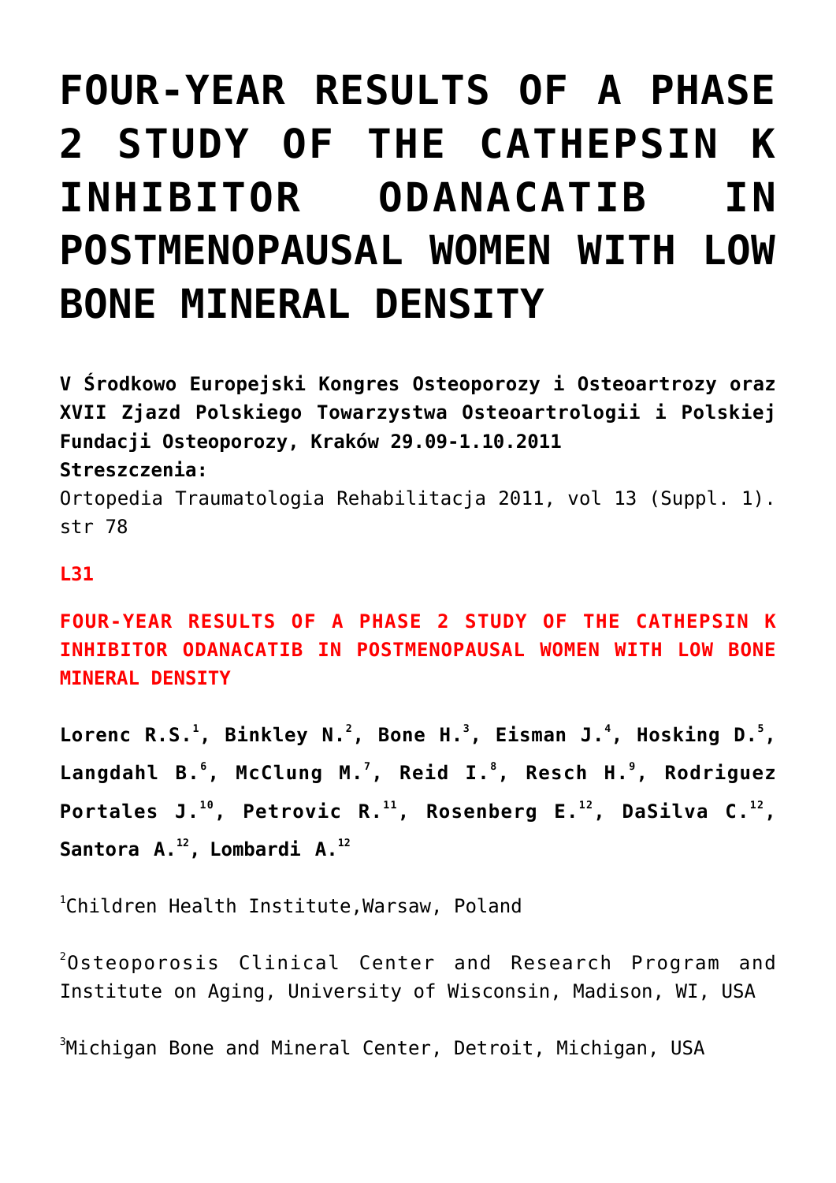# FOUR-YEAR RESULTS OF A PHASE 2 STUDY OF THE CATHEPSIN K INHIBITOR ODANACATIB IN POSTMENOPAUSAL WOMEN WITH LOW BONE MINERAL DENSITY

**V Środkowo Europejski Kongres Osteoporozy i Osteoartrozy oraz XVII Zjazd Polskiego Towarzystwa Osteoartrologii i Polskiej Fundacji Osteoporozy, Kraków 29.09-1.10.2011**
**Streszczenia:**
Ortopedia Traumatologia Rehabilitacja 2011, vol 13 (Suppl. 1). str 78

**L31**

**FOUR-YEAR RESULTS OF A PHASE 2 STUDY OF THE CATHEPSIN K INHIBITOR ODANACATIB IN POSTMENOPAUSAL WOMEN WITH LOW BONE MINERAL DENSITY**

**Lorenc R.S.[1], Binkley N.[2], Bone H.[3], Eisman J.[4], Hosking D.[5], Langdahl B.[6], McClung M.[7], Reid I.[8], Resch H.[9], Rodriguez Portales J.[10], Petrovic R.[11], Rosenberg E.[12], DaSilva C.[12], Santora A.[12], Lombardi A.[12]**

[1]Children Health Institute,Warsaw, Poland

[2]Osteoporosis Clinical Center and Research Program and Institute on Aging, University of Wisconsin, Madison, WI, USA

[3]Michigan Bone and Mineral Center, Detroit, Michigan, USA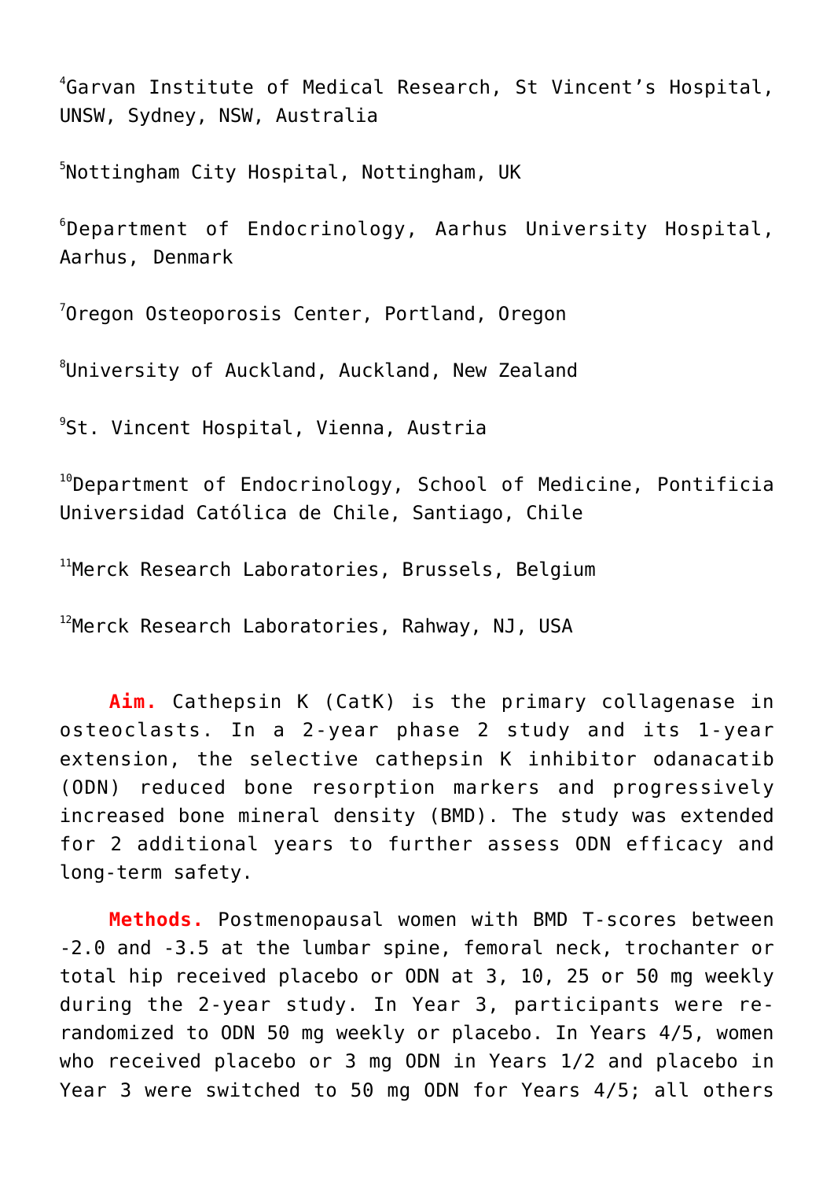[4]Garvan Institute of Medical Research, St Vincent's Hospital, UNSW, Sydney, NSW, Australia

[5]Nottingham City Hospital, Nottingham, UK

[6]Department of Endocrinology, Aarhus University Hospital, Aarhus, Denmark

[7]Oregon Osteoporosis Center, Portland, Oregon

[8]University of Auckland, Auckland, New Zealand

[9]St. Vincent Hospital, Vienna, Austria

[10]Department of Endocrinology, School of Medicine, Pontificia Universidad Católica de Chile, Santiago, Chile

[11]Merck Research Laboratories, Brussels, Belgium

[12]Merck Research Laboratories, Rahway, NJ, USA

**Aim.** Cathepsin K (CatK) is the primary collagenase in osteoclasts. In a 2-year phase 2 study and its 1-year extension, the selective cathepsin K inhibitor odanacatib (ODN) reduced bone resorption markers and progressively increased bone mineral density (BMD). The study was extended for 2 additional years to further assess ODN efficacy and long-term safety.

**Methods.** Postmenopausal women with BMD T-scores between -2.0 and -3.5 at the lumbar spine, femoral neck, trochanter or total hip received placebo or ODN at 3, 10, 25 or 50 mg weekly during the 2-year study. In Year 3, participants were re-randomized to ODN 50 mg weekly or placebo. In Years 4/5, women who received placebo or 3 mg ODN in Years 1/2 and placebo in Year 3 were switched to 50 mg ODN for Years 4/5; all others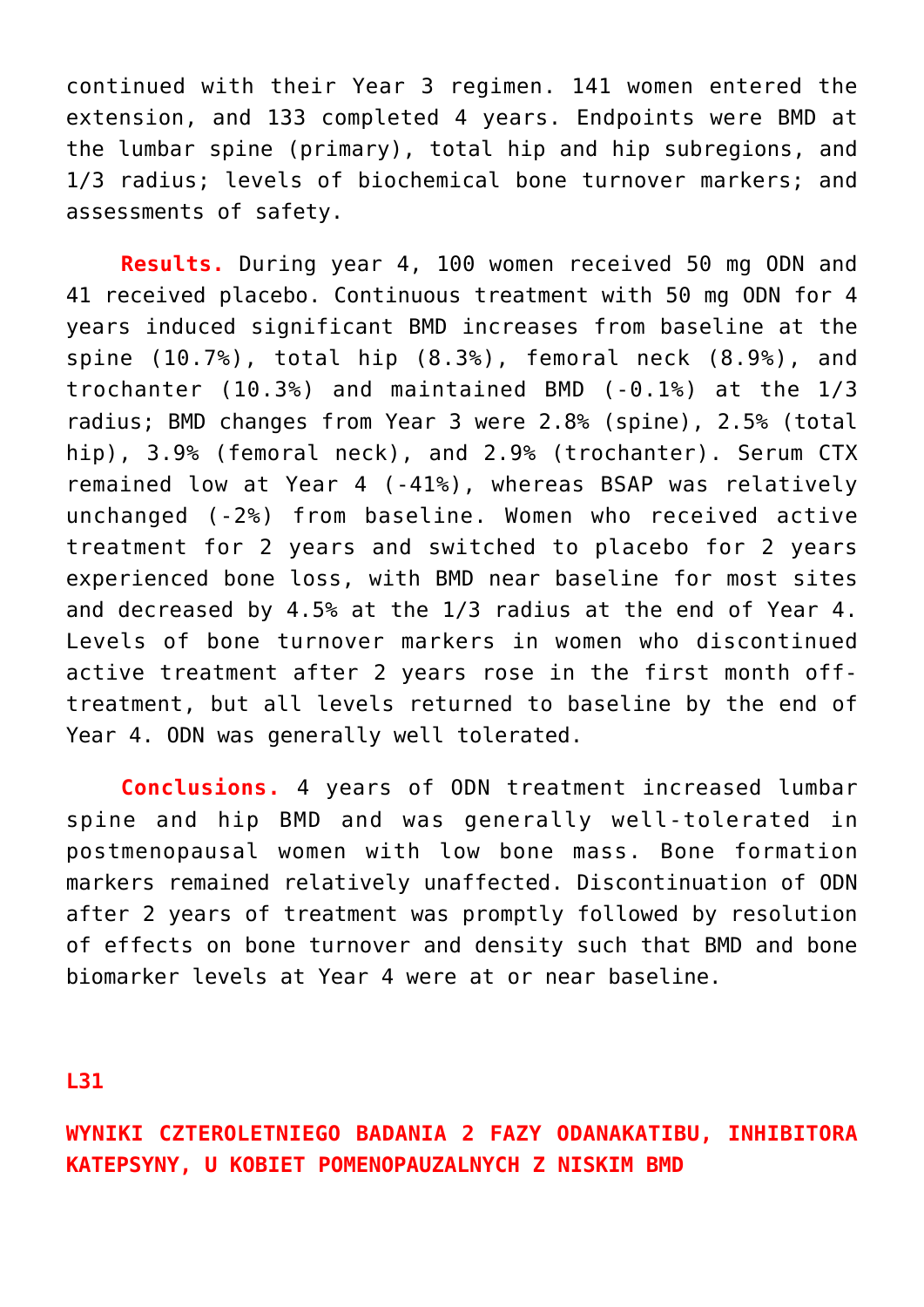continued with their Year 3 regimen. 141 women entered the extension, and 133 completed 4 years. Endpoints were BMD at the lumbar spine (primary), total hip and hip subregions, and 1/3 radius; levels of biochemical bone turnover markers; and assessments of safety.

**Results.** During year 4, 100 women received 50 mg ODN and 41 received placebo. Continuous treatment with 50 mg ODN for 4 years induced significant BMD increases from baseline at the spine (10.7%), total hip (8.3%), femoral neck (8.9%), and trochanter (10.3%) and maintained BMD (-0.1%) at the 1/3 radius; BMD changes from Year 3 were 2.8% (spine), 2.5% (total hip), 3.9% (femoral neck), and 2.9% (trochanter). Serum CTX remained low at Year 4 (-41%), whereas BSAP was relatively unchanged (-2%) from baseline. Women who received active treatment for 2 years and switched to placebo for 2 years experienced bone loss, with BMD near baseline for most sites and decreased by 4.5% at the 1/3 radius at the end of Year 4. Levels of bone turnover markers in women who discontinued active treatment after 2 years rose in the first month off-treatment, but all levels returned to baseline by the end of Year 4. ODN was generally well tolerated.

**Conclusions.** 4 years of ODN treatment increased lumbar spine and hip BMD and was generally well-tolerated in postmenopausal women with low bone mass. Bone formation markers remained relatively unaffected. Discontinuation of ODN after 2 years of treatment was promptly followed by resolution of effects on bone turnover and density such that BMD and bone biomarker levels at Year 4 were at or near baseline.

**L31**

## WYNIKI CZTEROLETNIEGO BADANIA 2 FAZY ODANAKATIBU, INHIBITORA KATEPSYNY, U KOBIET POMENOPAUZALNYCH Z NISKIM BMD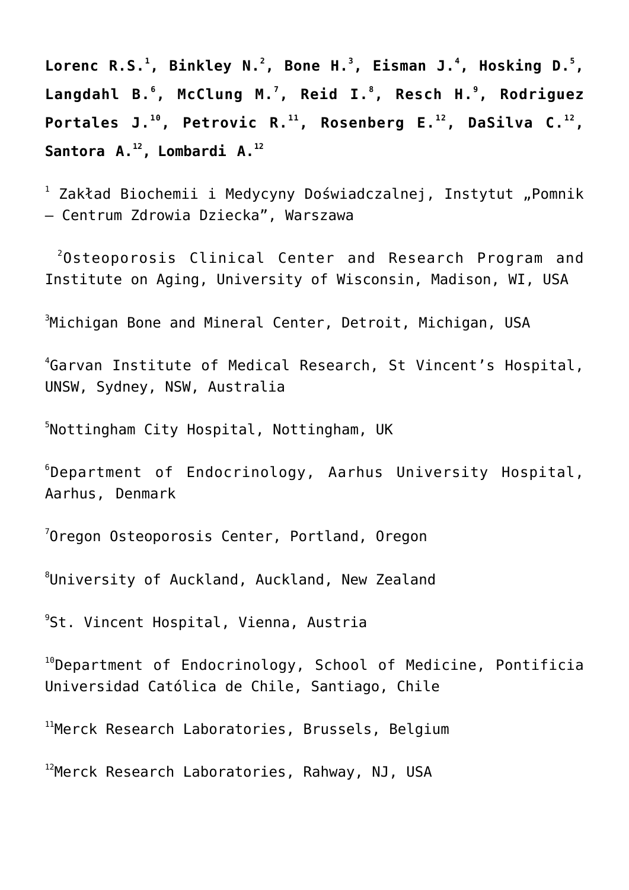**Lorenc R.S.[1], Binkley N.[2], Bone H.[3], Eisman J.[4], Hosking D.[5], Langdahl B.[6], McClung M.[7], Reid I.[8], Resch H.[9], Rodriguez Portales J.[10], Petrovic R.[11], Rosenberg E.[12], DaSilva C.[12], Santora A.[12], Lombardi A.[12]**

[1] Zakład Biochemii i Medycyny Doświadczalnej, Instytut „Pomnik – Centrum Zdrowia Dziecka", Warszawa

[2] Osteoporosis Clinical Center and Research Program and Institute on Aging, University of Wisconsin, Madison, WI, USA

[3] Michigan Bone and Mineral Center, Detroit, Michigan, USA

[4] Garvan Institute of Medical Research, St Vincent's Hospital, UNSW, Sydney, NSW, Australia

[5] Nottingham City Hospital, Nottingham, UK

[6] Department of Endocrinology, Aarhus University Hospital, Aarhus, Denmark

[7] Oregon Osteoporosis Center, Portland, Oregon

[8] University of Auckland, Auckland, New Zealand

[9] St. Vincent Hospital, Vienna, Austria

[10] Department of Endocrinology, School of Medicine, Pontificia Universidad Católica de Chile, Santiago, Chile

[11] Merck Research Laboratories, Brussels, Belgium

[12] Merck Research Laboratories, Rahway, NJ, USA